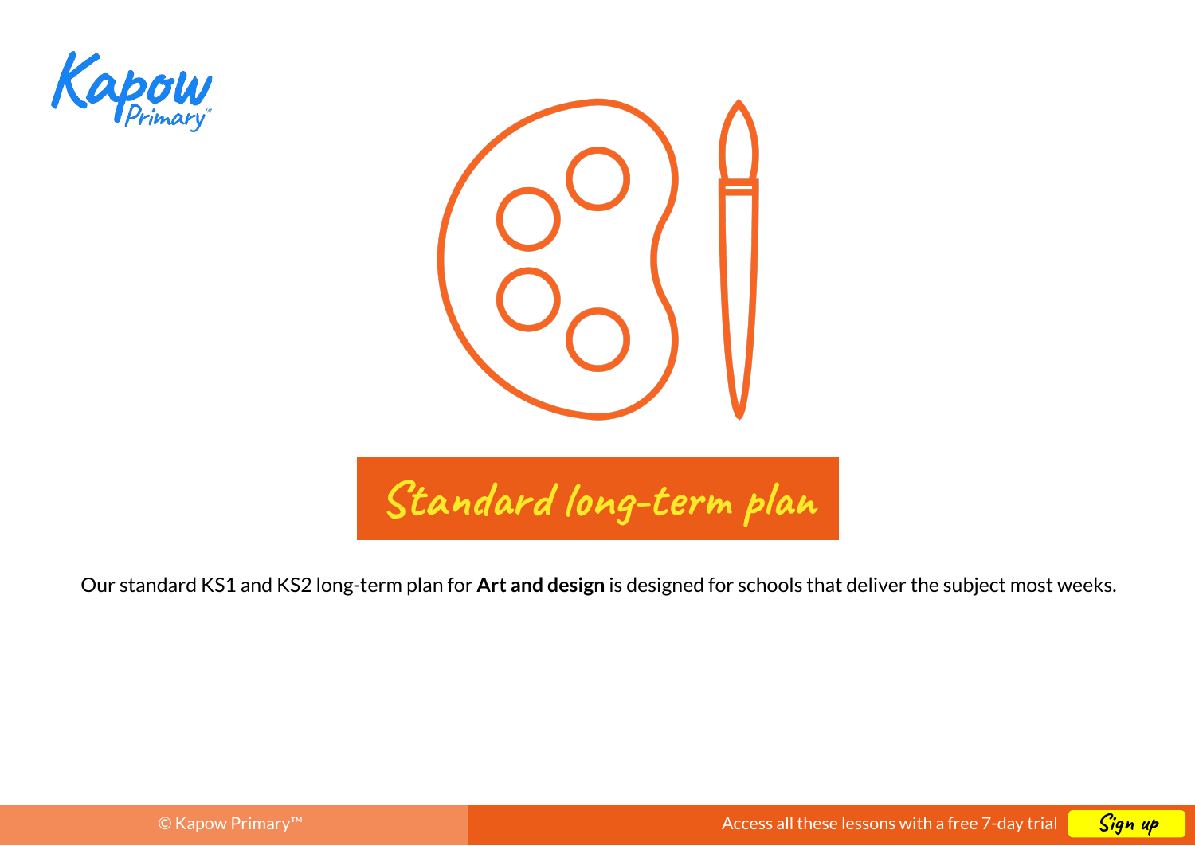# Standard long-term plan

Our standard KS1 and KS2 long-term plan for **Art and design** is designed for schools that deliver the subject most weeks.

© Kapow Primary™

Access all these lessons with a free 7-day trial Sign up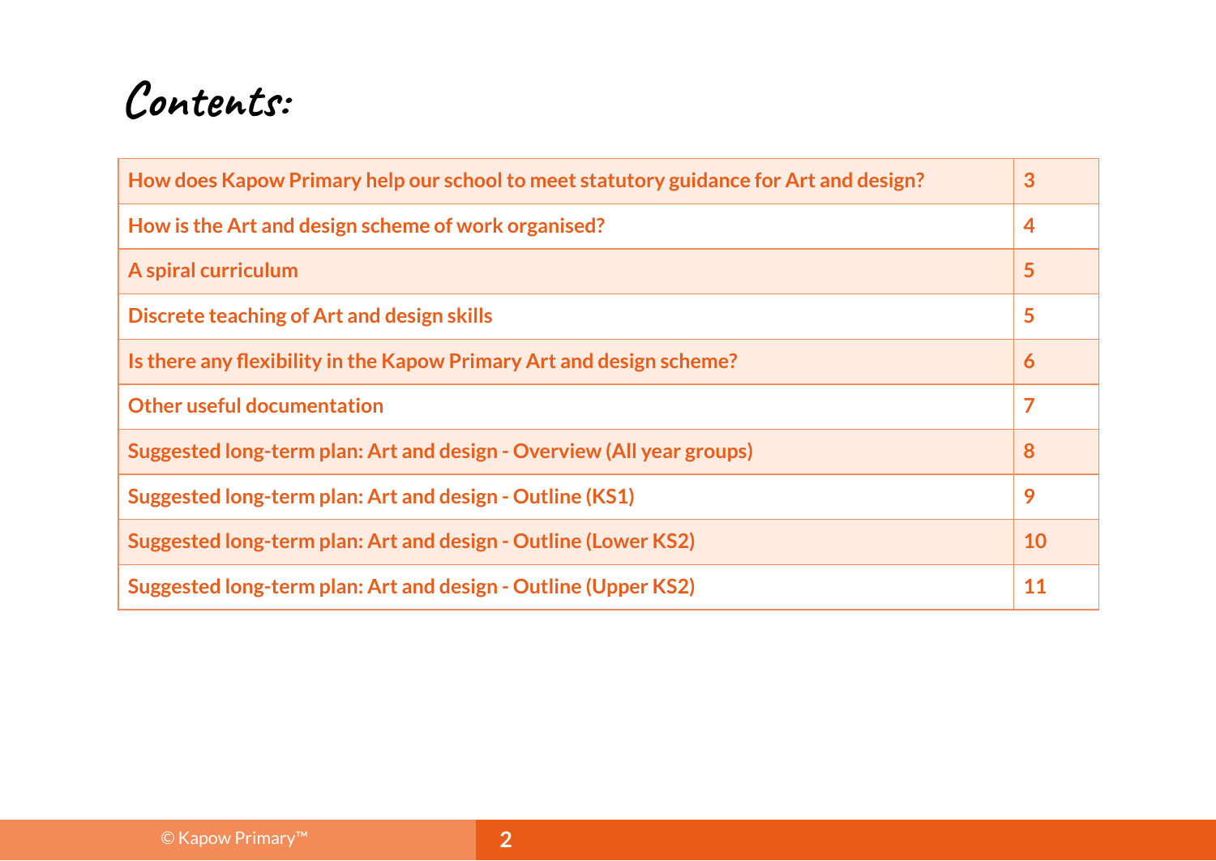# Contents:

| | |
|---|---|
| How does Kapow Primary help our school to meet statutory guidance for Art and design? | 3 |
| How is the Art and design scheme of work organised? | 4 |
| A spiral curriculum | 5 |
| Discrete teaching of Art and design skills | 5 |
| Is there any flexibility in the Kapow Primary Art and design scheme? | 6 |
| Other useful documentation | 7 |
| Suggested long-term plan: Art and design - Overview (All year groups) | 8 |
| Suggested long-term plan: Art and design - Outline (KS1) | 9 |
| Suggested long-term plan: Art and design - Outline (Lower KS2) | 10 |
| Suggested long-term plan: Art and design - Outline (Upper KS2) | 11 |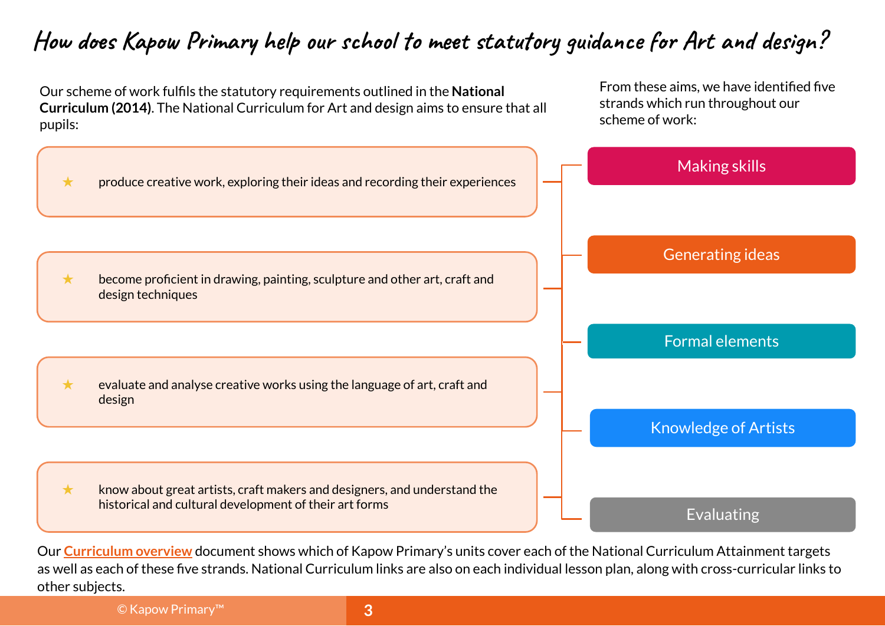# How does Kapow Primary help our school to meet statutory guidance for Art and design?

Our scheme of work fulfils the statutory requirements outlined in the **National Curriculum (2014)**. The National Curriculum for Art and design aims to ensure that all pupils:

- ★ produce creative work, exploring their ideas and recording their experiences
- ★ become proficient in drawing, painting, sculpture and other art, craft and design techniques
- ★ evaluate and analyse creative works using the language of art, craft and design
- ★ know about great artists, craft makers and designers, and understand the historical and cultural development of their art forms

From these aims, we have identified five strands which run throughout our scheme of work:

- Making skills
- Generating ideas
- Formal elements
- Knowledge of Artists
- Evaluating

Our Curriculum overview document shows which of Kapow Primary's units cover each of the National Curriculum Attainment targets as well as each of these five strands. National Curriculum links are also on each individual lesson plan, along with cross-curricular links to other subjects.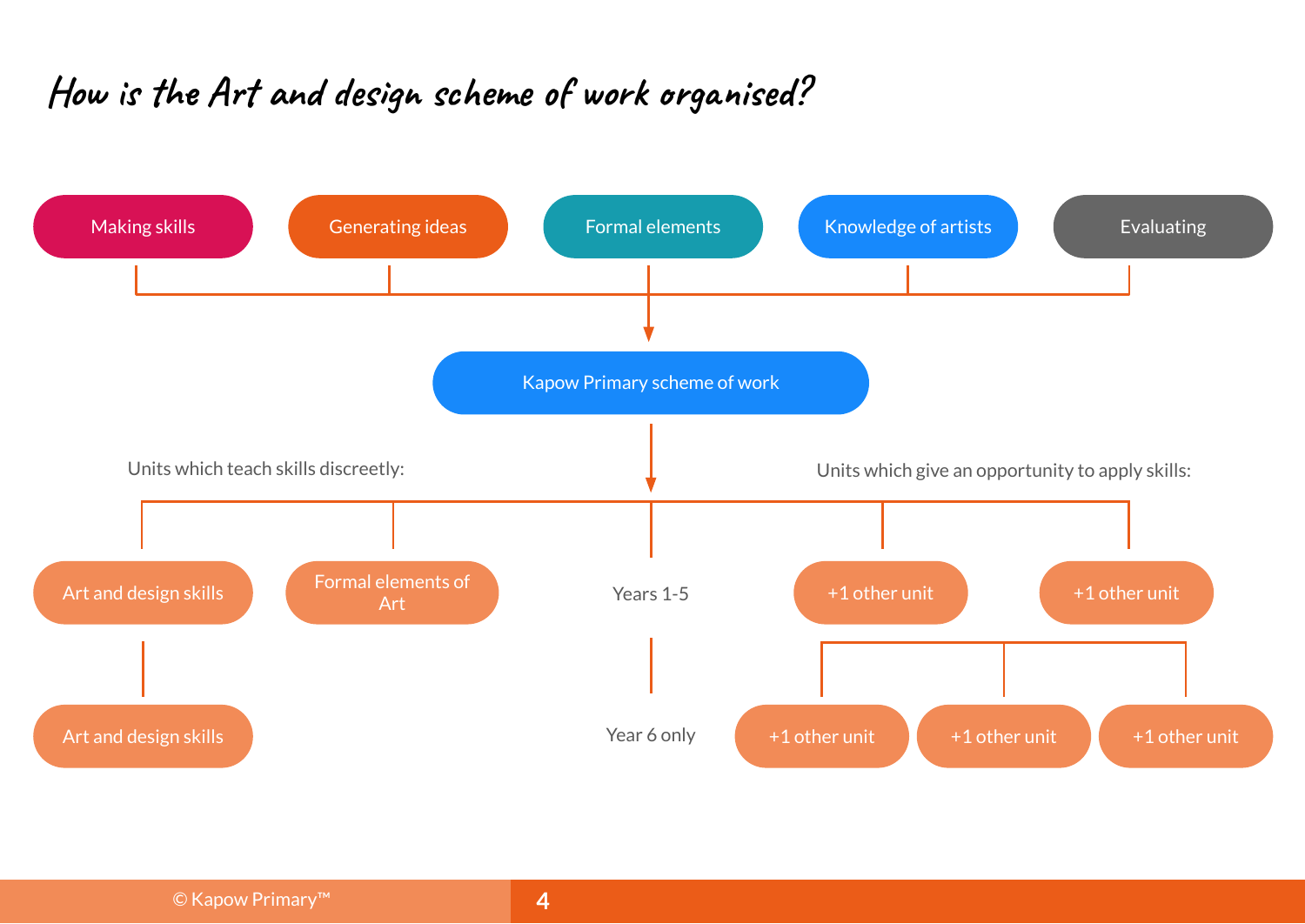# How is the Art and design scheme of work organised?

Making skills

Generating ideas

Formal elements

Knowledge of artists

Evaluating

Kapow Primary scheme of work

Units which teach skills discreetly:

Units which give an opportunity to apply skills:

Art and design skills

Formal elements of Art

Years 1-5

+1 other unit

+1 other unit

Art and design skills

Year 6 only

+1 other unit

+1 other unit

+1 other unit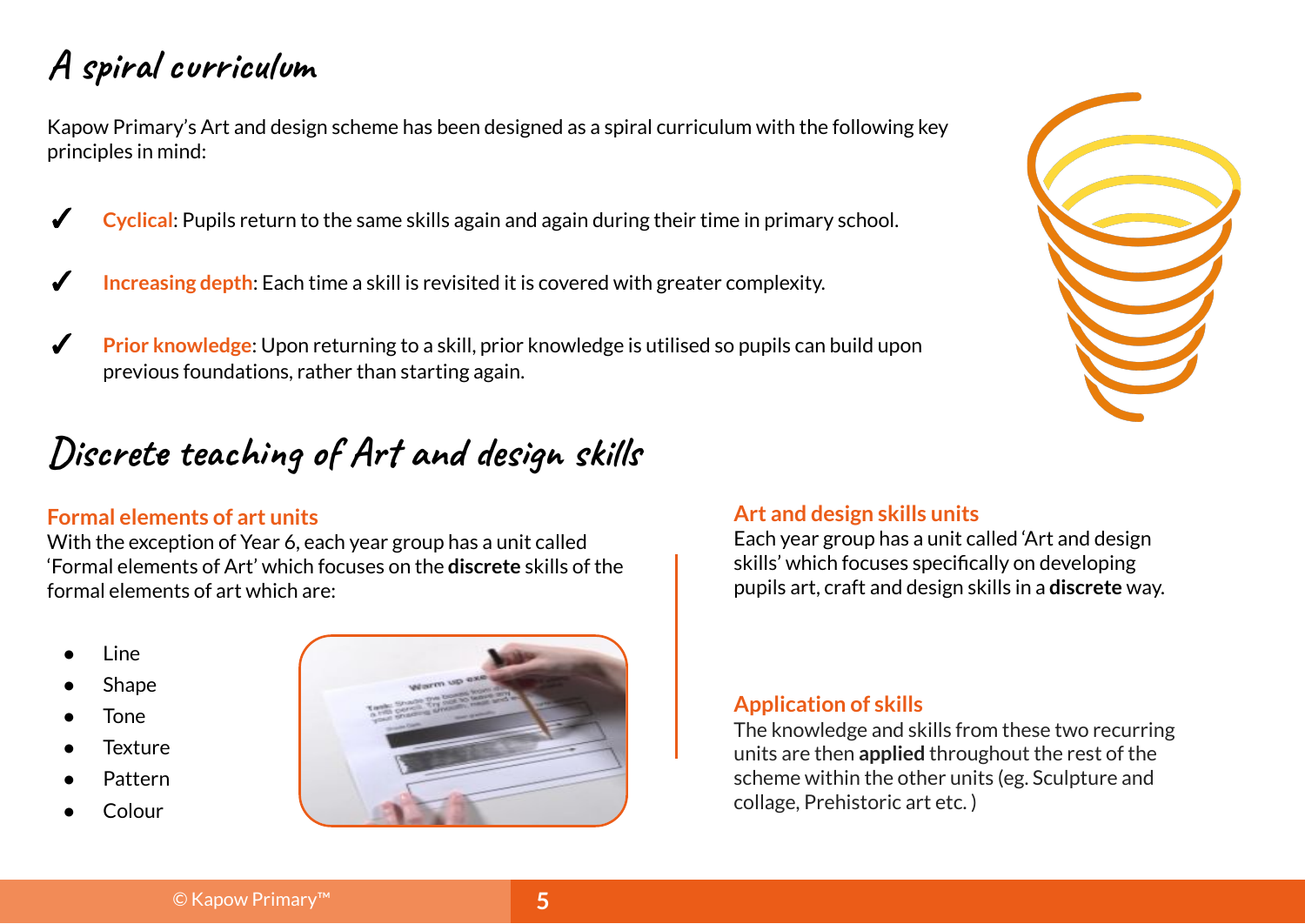# A spiral curriculum

Kapow Primary's Art and design scheme has been designed as a spiral curriculum with the following key principles in mind:

✓ **Cyclical**: Pupils return to the same skills again and again during their time in primary school.

✓ **Increasing depth**: Each time a skill is revisited it is covered with greater complexity.

✓ **Prior knowledge**: Upon returning to a skill, prior knowledge is utilised so pupils can build upon previous foundations, rather than starting again.

# Discrete teaching of Art and design skills

### Formal elements of art units

With the exception of Year 6, each year group has a unit called 'Formal elements of Art' which focuses on the **discrete** skills of the formal elements of art which are:

- Line
- Shape
- Tone
- Texture
- Pattern
- Colour

### Art and design skills units

Each year group has a unit called 'Art and design skills' which focuses specifically on developing pupils art, craft and design skills in a **discrete** way.

### Application of skills

The knowledge and skills from these two recurring units are then **applied** throughout the rest of the scheme within the other units (eg. Sculpture and collage, Prehistoric art etc. )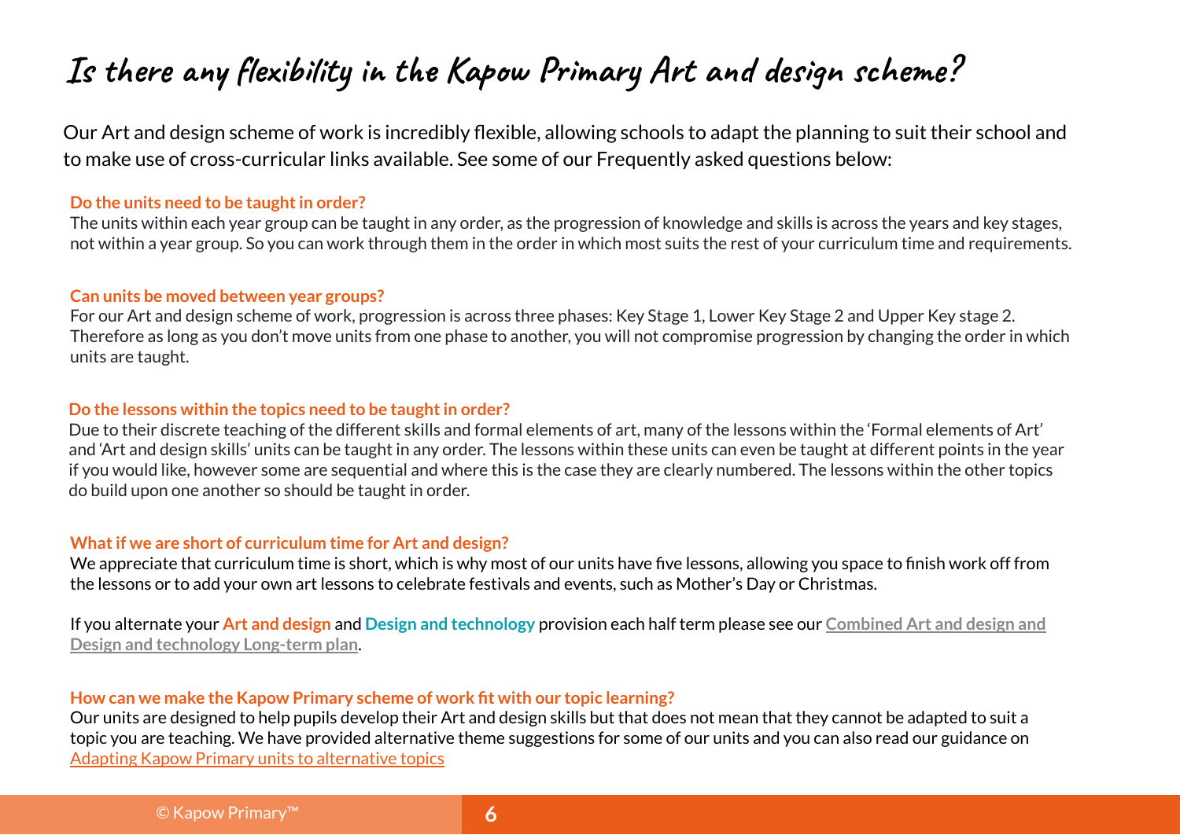# Is there any flexibility in the Kapow Primary Art and design scheme?

Our Art and design scheme of work is incredibly flexible, allowing schools to adapt the planning to suit their school and to make use of cross-curricular links available. See some of our Frequently asked questions below:

**Do the units need to be taught in order?**

The units within each year group can be taught in any order, as the progression of knowledge and skills is across the years and key stages, not within a year group. So you can work through them in the order in which most suits the rest of your curriculum time and requirements.

**Can units be moved between year groups?**

For our Art and design scheme of work, progression is across three phases: Key Stage 1, Lower Key Stage 2 and Upper Key stage 2. Therefore as long as you don't move units from one phase to another, you will not compromise progression by changing the order in which units are taught.

**Do the lessons within the topics need to be taught in order?**

Due to their discrete teaching of the different skills and formal elements of art, many of the lessons within the 'Formal elements of Art' and 'Art and design skills' units can be taught in any order. The lessons within these units can even be taught at different points in the year if you would like, however some are sequential and where this is the case they are clearly numbered. The lessons within the other topics do build upon one another so should be taught in order.

**What if we are short of curriculum time for Art and design?**

We appreciate that curriculum time is short, which is why most of our units have five lessons, allowing you space to finish work off from the lessons or to add your own art lessons to celebrate festivals and events, such as Mother's Day or Christmas.

If you alternate your **Art and design** and **Design and technology** provision each half term please see our **Combined Art and design and Design and technology Long-term plan**.

**How can we make the Kapow Primary scheme of work fit with our topic learning?**

Our units are designed to help pupils develop their Art and design skills but that does not mean that they cannot be adapted to suit a topic you are teaching. We have provided alternative theme suggestions for some of our units and you can also read our guidance on Adapting Kapow Primary units to alternative topics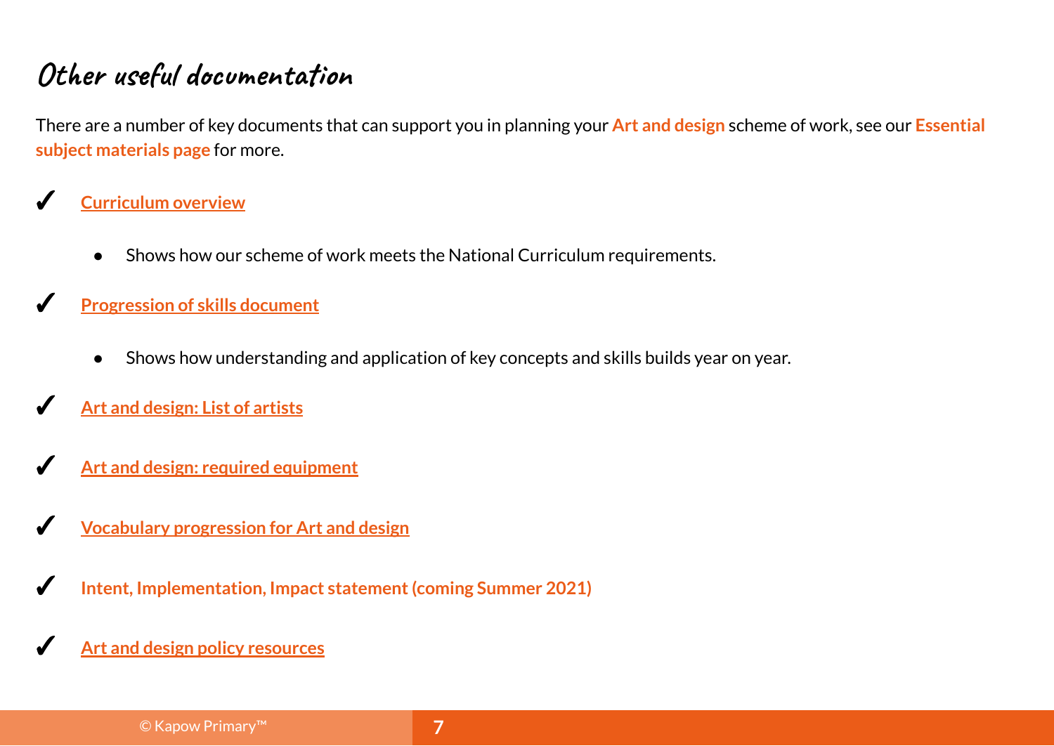# Other useful documentation

There are a number of key documents that can support you in planning your **Art and design** scheme of work, see our **Essential subject materials page** for more.

✓ **Curriculum overview**

- Shows how our scheme of work meets the National Curriculum requirements.

✓ **Progression of skills document**

- Shows how understanding and application of key concepts and skills builds year on year.

✓ **Art and design: List of artists**

✓ **Art and design: required equipment**

✓ **Vocabulary progression for Art and design**

✓ **Intent, Implementation, Impact statement (coming Summer 2021)**

✓ **Art and design policy resources**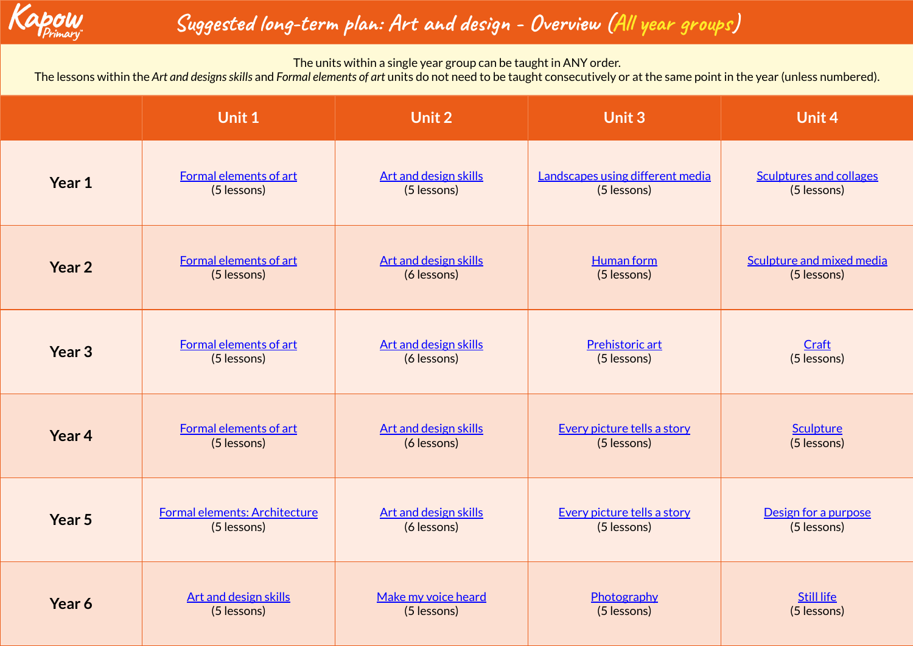# Suggested long-term plan: Art and design - Overview (All year groups)

The units within a single year group can be taught in ANY order.
The lessons within the *Art and designs skills* and *Formal elements of art* units do not need to be taught consecutively or at the same point in the year (unless numbered).

| | Unit 1 | Unit 2 | Unit 3 | Unit 4 |
|---|---|---|---|---|
| **Year 1** | Formal elements of art (5 lessons) | Art and design skills (5 lessons) | Landscapes using different media (5 lessons) | Sculptures and collages (5 lessons) |
| **Year 2** | Formal elements of art (5 lessons) | Art and design skills (6 lessons) | Human form (5 lessons) | Sculpture and mixed media (5 lessons) |
| **Year 3** | Formal elements of art (5 lessons) | Art and design skills (6 lessons) | Prehistoric art (5 lessons) | Craft (5 lessons) |
| **Year 4** | Formal elements of art (5 lessons) | Art and design skills (6 lessons) | Every picture tells a story (5 lessons) | Sculpture (5 lessons) |
| **Year 5** | Formal elements: Architecture (5 lessons) | Art and design skills (6 lessons) | Every picture tells a story (5 lessons) | Design for a purpose (5 lessons) |
| **Year 6** | Art and design skills (5 lessons) | Make my voice heard (5 lessons) | Photography (5 lessons) | Still life (5 lessons) |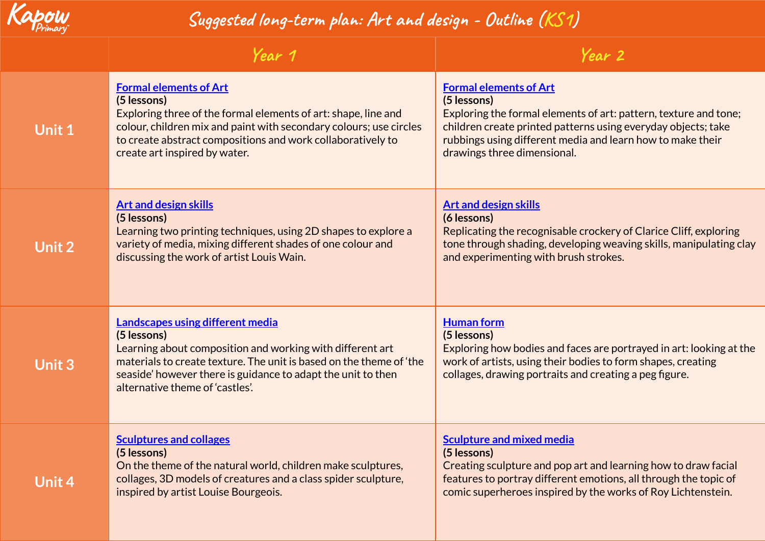# Suggested long-term plan: Art and design - Outline (KS1)

| | Year 1 | Year 2 |
|---|---|---|
| **Unit 1** | **Formal elements of Art** (5 lessons) Exploring three of the formal elements of art: shape, line and colour, children mix and paint with secondary colours; use circles to create abstract compositions and work collaboratively to create art inspired by water. | **Formal elements of Art** (5 lessons) Exploring the formal elements of art: pattern, texture and tone; children create printed patterns using everyday objects; take rubbings using different media and learn how to make their drawings three dimensional. |
| **Unit 2** | **Art and design skills** (5 lessons) Learning two printing techniques, using 2D shapes to explore a variety of media, mixing different shades of one colour and discussing the work of artist Louis Wain. | **Art and design skills** (6 lessons) Replicating the recognisable crockery of Clarice Cliff, exploring tone through shading, developing weaving skills, manipulating clay and experimenting with brush strokes. |
| **Unit 3** | **Landscapes using different media** (5 lessons) Learning about composition and working with different art materials to create texture. The unit is based on the theme of 'the seaside' however there is guidance to adapt the unit to then alternative theme of 'castles'. | **Human form** (5 lessons) Exploring how bodies and faces are portrayed in art: looking at the work of artists, using their bodies to form shapes, creating collages, drawing portraits and creating a peg figure. |
| **Unit 4** | **Sculptures and collages** (5 lessons) On the theme of the natural world, children make sculptures, collages, 3D models of creatures and a class spider sculpture, inspired by artist Louise Bourgeois. | **Sculpture and mixed media** (5 lessons) Creating sculpture and pop art and learning how to draw facial features to portray different emotions, all through the topic of comic superheroes inspired by the works of Roy Lichtenstein. |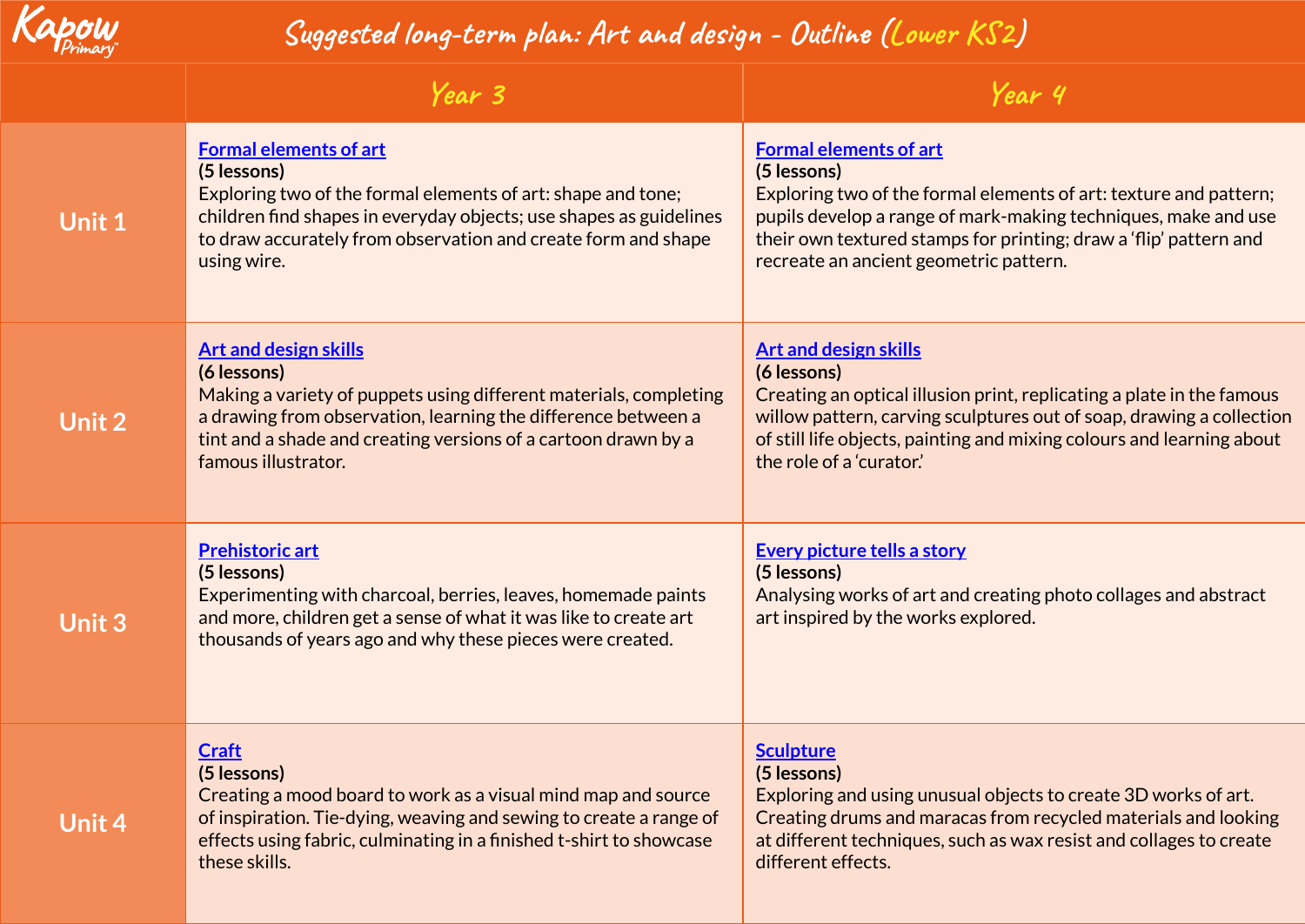# Suggested long-term plan: Art and design - Outline (Lower KS2)

| | Year 3 | Year 4 |
|---|---|---|
| **Unit 1** | **Formal elements of art**<br>**(5 lessons)**<br>Exploring two of the formal elements of art: shape and tone; children find shapes in everyday objects; use shapes as guidelines to draw accurately from observation and create form and shape using wire. | **Formal elements of art**<br>**(5 lessons)**<br>Exploring two of the formal elements of art: texture and pattern; pupils develop a range of mark-making techniques, make and use their own textured stamps for printing; draw a 'flip' pattern and recreate an ancient geometric pattern. |
| **Unit 2** | **Art and design skills**<br>**(6 lessons)**<br>Making a variety of puppets using different materials, completing a drawing from observation, learning the difference between a tint and a shade and creating versions of a cartoon drawn by a famous illustrator. | **Art and design skills**<br>**(6 lessons)**<br>Creating an optical illusion print, replicating a plate in the famous willow pattern, carving sculptures out of soap, drawing a collection of still life objects, painting and mixing colours and learning about the role of a 'curator.' |
| **Unit 3** | **Prehistoric art**<br>**(5 lessons)**<br>Experimenting with charcoal, berries, leaves, homemade paints and more, children get a sense of what it was like to create art thousands of years ago and why these pieces were created. | **Every picture tells a story**<br>**(5 lessons)**<br>Analysing works of art and creating photo collages and abstract art inspired by the works explored. |
| **Unit 4** | **Craft**<br>**(5 lessons)**<br>Creating a mood board to work as a visual mind map and source of inspiration. Tie-dying, weaving and sewing to create a range of effects using fabric, culminating in a finished t-shirt to showcase these skills. | **Sculpture**<br>**(5 lessons)**<br>Exploring and using unusual objects to create 3D works of art. Creating drums and maracas from recycled materials and looking at different techniques, such as wax resist and collages to create different effects. |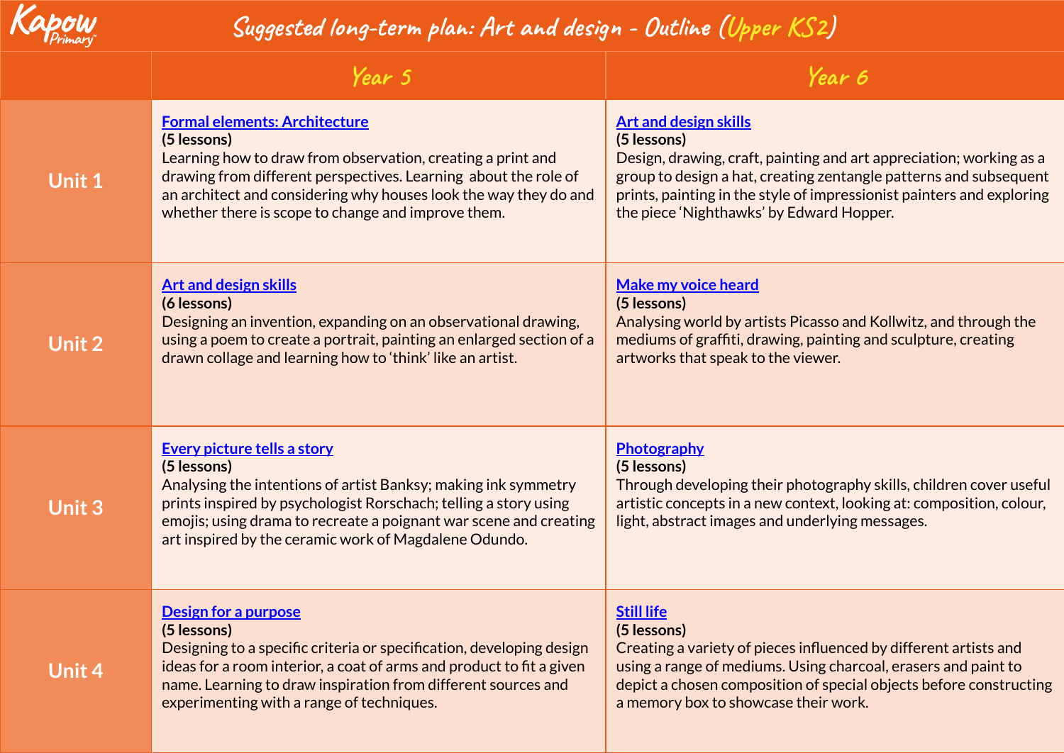# Suggested long-term plan: Art and design - Outline (Upper KS2)

| | Year 5 | Year 6 |
|---|---|---|
| **Unit 1** | **Formal elements: Architecture**<br>**(5 lessons)**<br>Learning how to draw from observation, creating a print and drawing from different perspectives. Learning about the role of an architect and considering why houses look the way they do and whether there is scope to change and improve them. | **Art and design skills**<br>**(5 lessons)**<br>Design, drawing, craft, painting and art appreciation; working as a group to design a hat, creating zentangle patterns and subsequent prints, painting in the style of impressionist painters and exploring the piece 'Nighthawks' by Edward Hopper. |
| **Unit 2** | **Art and design skills**<br>**(6 lessons)**<br>Designing an invention, expanding on an observational drawing, using a poem to create a portrait, painting an enlarged section of a drawn collage and learning how to 'think' like an artist. | **Make my voice heard**<br>**(5 lessons)**<br>Analysing world by artists Picasso and Kollwitz, and through the mediums of graffiti, drawing, painting and sculpture, creating artworks that speak to the viewer. |
| **Unit 3** | **Every picture tells a story**<br>**(5 lessons)**<br>Analysing the intentions of artist Banksy; making ink symmetry prints inspired by psychologist Rorschach; telling a story using emojis; using drama to recreate a poignant war scene and creating art inspired by the ceramic work of Magdalene Odundo. | **Photography**<br>**(5 lessons)**<br>Through developing their photography skills, children cover useful artistic concepts in a new context, looking at: composition, colour, light, abstract images and underlying messages. |
| **Unit 4** | **Design for a purpose**<br>**(5 lessons)**<br>Designing to a specific criteria or specification, developing design ideas for a room interior, a coat of arms and product to fit a given name. Learning to draw inspiration from different sources and experimenting with a range of techniques. | **Still life**<br>**(5 lessons)**<br>Creating a variety of pieces influenced by different artists and using a range of mediums. Using charcoal, erasers and paint to depict a chosen composition of special objects before constructing a memory box to showcase their work. |